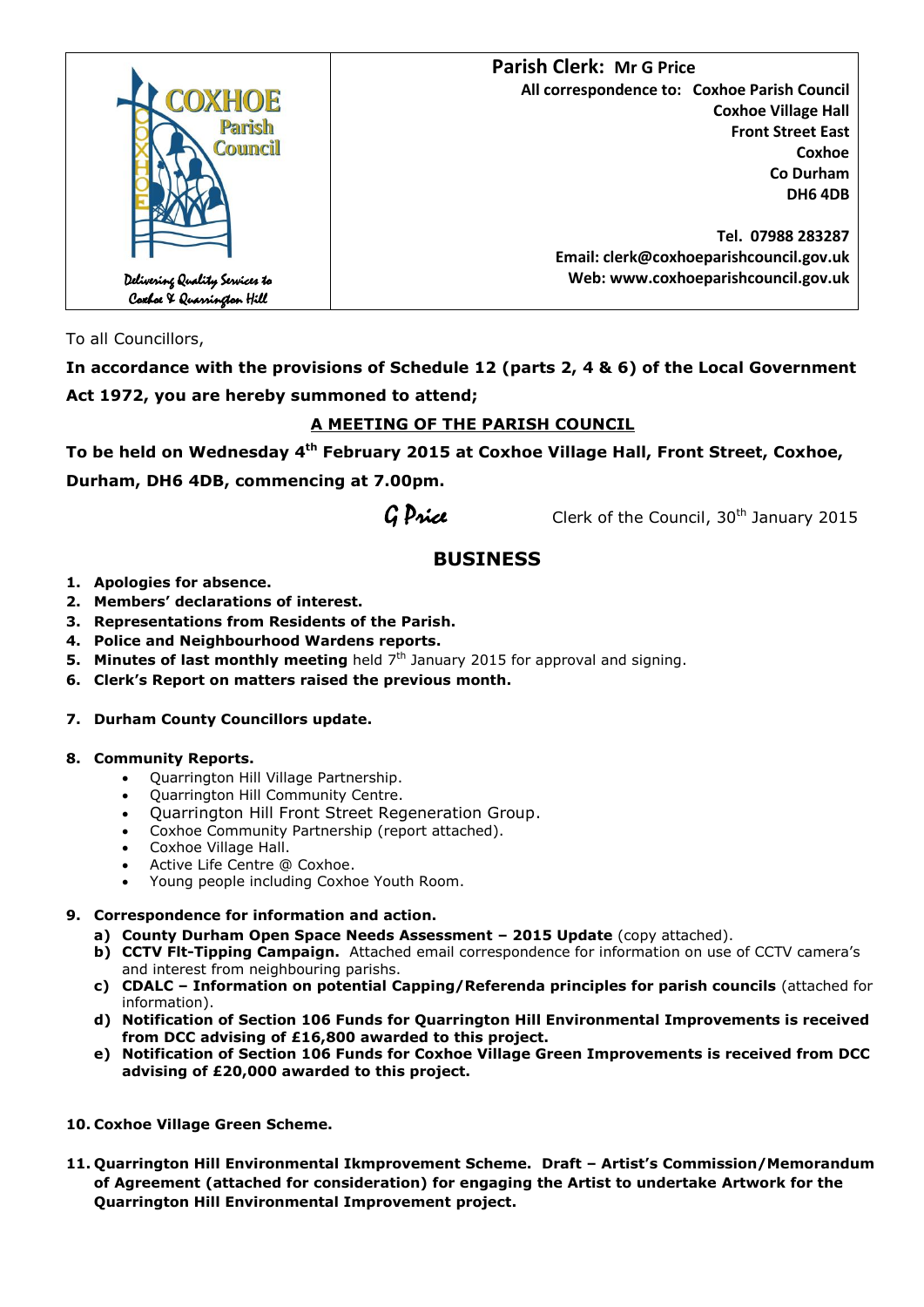COXHOE Parish Council

Delivering Quality Services to Coxhoe & Quarrington Hill

**Parish Clerk: Mr G Price**

**All correspondence to: Coxhoe Parish Council**
**Coxhoe Village Hall**
**Front Street East**
**Coxhoe**
**Co Durham**
**DH6 4DB**

**Tel. 07988 283287**
**Email: clerk@coxhoeparishcouncil.gov.uk**
**Web: www.coxhoeparishcouncil.gov.uk**

To all Councillors,

**In accordance with the provisions of Schedule 12 (parts 2, 4 & 6) of the Local Government Act 1972, you are hereby summoned to attend;**

**A MEETING OF THE PARISH COUNCIL**

**To be held on Wednesday 4th February 2015 at Coxhoe Village Hall, Front Street, Coxhoe, Durham, DH6 4DB, commencing at 7.00pm.**

*G Price* Clerk of the Council, 30th January 2015

## BUSINESS

1. **Apologies for absence.**
2. **Members' declarations of interest.**
3. **Representations from Residents of the Parish.**
4. **Police and Neighbourhood Wardens reports.**
5. **Minutes of last monthly meeting** held 7th January 2015 for approval and signing.
6. **Clerk's Report on matters raised the previous month.**
7. **Durham County Councillors update.**
8. **Community Reports.**
   - Quarrington Hill Village Partnership.
   - Quarrington Hill Community Centre.
   - Quarrington Hill Front Street Regeneration Group.
   - Coxhoe Community Partnership (report attached).
   - Coxhoe Village Hall.
   - Active Life Centre @ Coxhoe.
   - Young people including Coxhoe Youth Room.
9. **Correspondence for information and action.**
   a) **County Durham Open Space Needs Assessment – 2015 Update** (copy attached).
   b) **CCTV Flt-Tipping Campaign.** Attached email correspondence for information on use of CCTV camera's and interest from neighbouring parishs.
   c) **CDALC – Information on potential Capping/Referenda principles for parish councils** (attached for information).
   d) **Notification of Section 106 Funds for Quarrington Hill Environmental Improvements is received from DCC advising of £16,800 awarded to this project.**
   e) **Notification of Section 106 Funds for Coxhoe Village Green Improvements is received from DCC advising of £20,000 awarded to this project.**
10. **Coxhoe Village Green Scheme.**
11. **Quarrington Hill Environmental Ikmprovement Scheme. Draft – Artist's Commission/Memorandum of Agreement (attached for consideration) for engaging the Artist to undertake Artwork for the Quarrington Hill Environmental Improvement project.**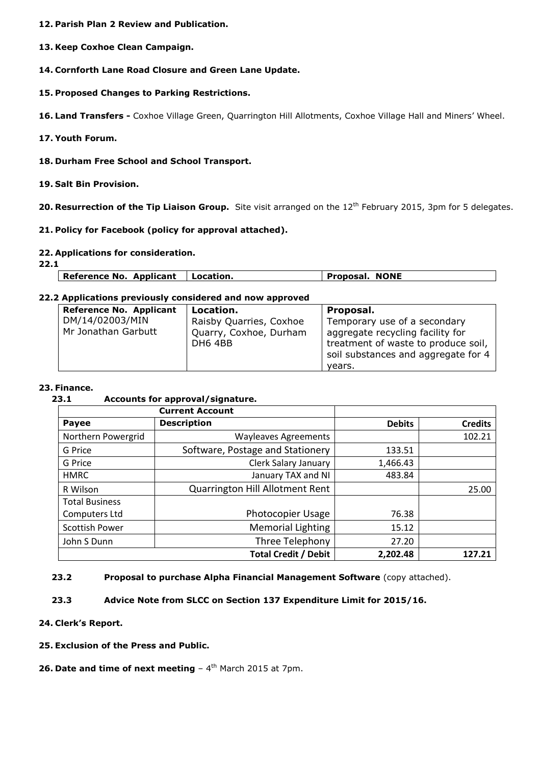**12. Parish Plan 2 Review and Publication.**

**13. Keep Coxhoe Clean Campaign.**

**14. Cornforth Lane Road Closure and Green Lane Update.**

**15. Proposed Changes to Parking Restrictions.**

**16. Land Transfers -** Coxhoe Village Green, Quarrington Hill Allotments, Coxhoe Village Hall and Miners' Wheel.

**17. Youth Forum.**

**18. Durham Free School and School Transport.**

**19. Salt Bin Provision.**

**20. Resurrection of the Tip Liaison Group.** Site visit arranged on the 12th February 2015, 3pm for 5 delegates.

**21. Policy for Facebook (policy for approval attached).**

**22. Applications for consideration.**

**22.1**

| Reference No. Applicant | Location. | Proposal. NONE |
|---|---|---|

**22.2 Applications previously considered and now approved**

| Reference No. Applicant | Location. | Proposal. |
|---|---|---|
| DM/14/02003/MIN Mr Jonathan Garbutt | Raisby Quarries, Coxhoe Quarry, Coxhoe, Durham DH6 4BB | Temporary use of a secondary aggregate recycling facility for treatment of waste to produce soil, soil substances and aggregate for 4 years. |

**23. Finance.**

**23.1 Accounts for approval/signature.**

| Current Account | | | |
|---|---|---|---|
| **Payee** | **Description** | **Debits** | **Credits** |
| Northern Powergrid | Wayleaves Agreements | | 102.21 |
| G Price | Software, Postage and Stationery | 133.51 | |
| G Price | Clerk Salary January | 1,466.43 | |
| HMRC | January TAX and NI | 483.84 | |
| R Wilson | Quarrington Hill Allotment Rent | | 25.00 |
| Total Business Computers Ltd | Photocopier Usage | 76.38 | |
| Scottish Power | Memorial Lighting | 15.12 | |
| John S Dunn | Three Telephony | 27.20 | |
| | **Total Credit / Debit** | **2,202.48** | **127.21** |

**23.2 Proposal to purchase Alpha Financial Management Software** (copy attached).

**23.3 Advice Note from SLCC on Section 137 Expenditure Limit for 2015/16.**

**24. Clerk's Report.**

**25. Exclusion of the Press and Public.**

**26. Date and time of next meeting** – 4th March 2015 at 7pm.